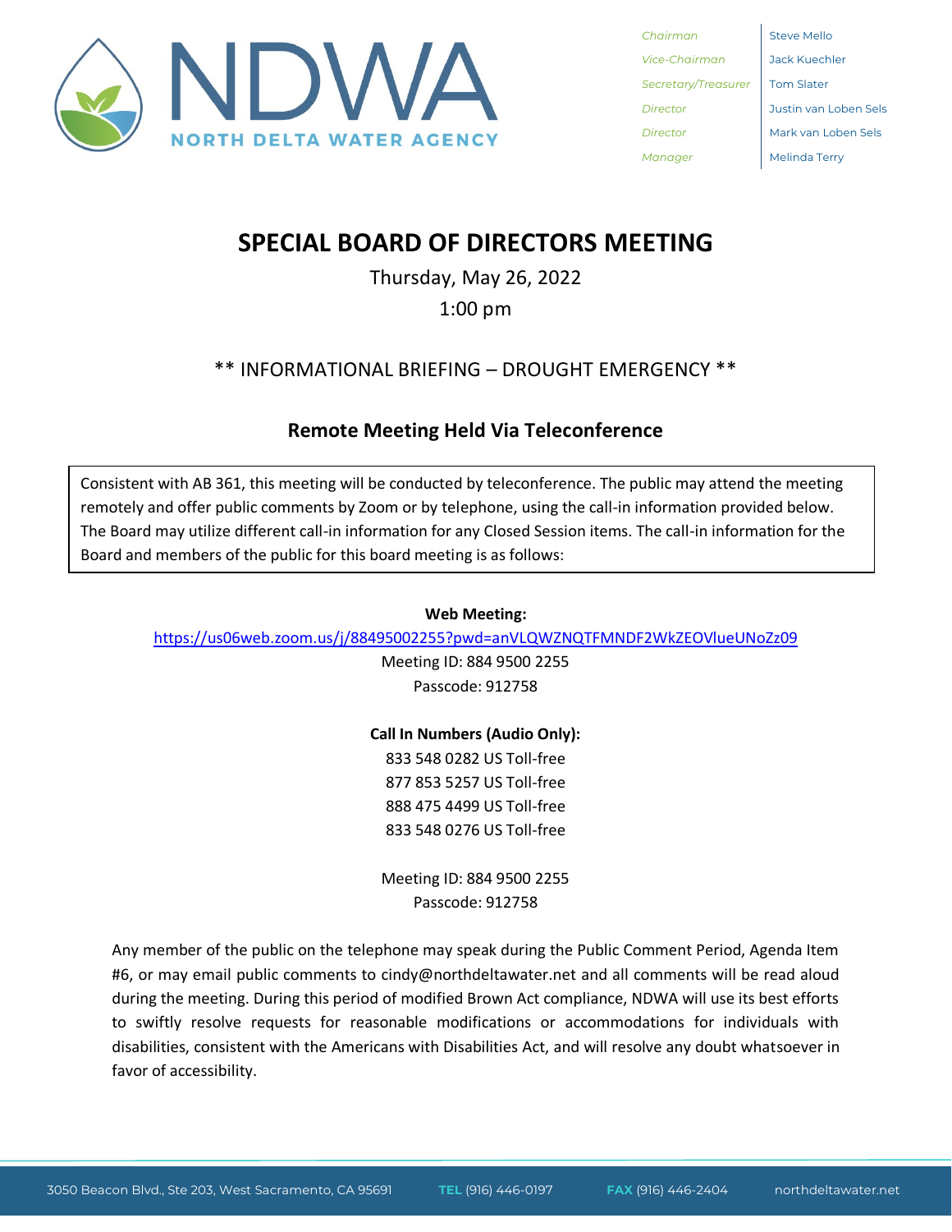# NDWA
**NORTH DELTA WATER AGENCY**

| | |
|---|---|
| *Chairman* | Steve Mello |
| *Vice-Chairman* | Jack Kuechler |
| *Secretary/Treasurer* | Tom Slater |
| *Director* | Justin van Loben Sels |
| *Director* | Mark van Loben Sels |
| *Manager* | Melinda Terry |

# SPECIAL BOARD OF DIRECTORS MEETING

Thursday, May 26, 2022

1:00 pm

** INFORMATIONAL BRIEFING – DROUGHT EMERGENCY **

## Remote Meeting Held Via Teleconference

Consistent with AB 361, this meeting will be conducted by teleconference. The public may attend the meeting remotely and offer public comments by Zoom or by telephone, using the call-in information provided below. The Board may utilize different call-in information for any Closed Session items. The call-in information for the Board and members of the public for this board meeting is as follows:

**Web Meeting:**

https://us06web.zoom.us/j/88495002255?pwd=anVLQWZNQTFMNDF2WkZEOVlueUNoZz09

Meeting ID: 884 9500 2255

Passcode: 912758

**Call In Numbers (Audio Only):**

833 548 0282 US Toll-free

877 853 5257 US Toll-free

888 475 4499 US Toll-free

833 548 0276 US Toll-free

Meeting ID: 884 9500 2255

Passcode: 912758

Any member of the public on the telephone may speak during the Public Comment Period, Agenda Item #6, or may email public comments to cindy@northdeltawater.net and all comments will be read aloud during the meeting. During this period of modified Brown Act compliance, NDWA will use its best efforts to swiftly resolve requests for reasonable modifications or accommodations for individuals with disabilities, consistent with the Americans with Disabilities Act, and will resolve any doubt whatsoever in favor of accessibility.

3050 Beacon Blvd., Ste 203, West Sacramento, CA 95691 **TEL** (916) 446-0197 **FAX** (916) 446-2404 northdeltawater.net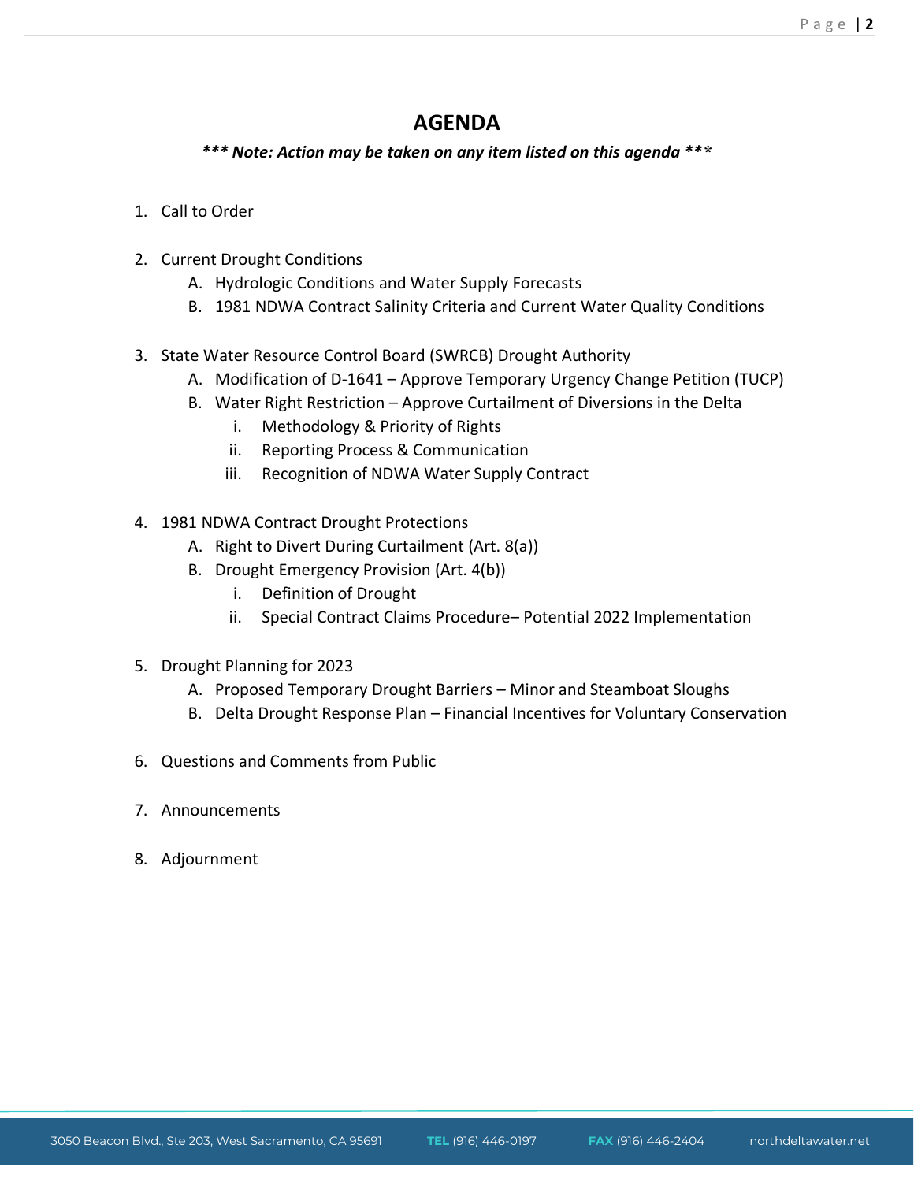# AGENDA

***\*\*\* Note: Action may be taken on any item listed on this agenda \*\*\****

1. Call to Order

2. Current Drought Conditions
   A. Hydrologic Conditions and Water Supply Forecasts
   B. 1981 NDWA Contract Salinity Criteria and Current Water Quality Conditions

3. State Water Resource Control Board (SWRCB) Drought Authority
   A. Modification of D-1641 – Approve Temporary Urgency Change Petition (TUCP)
   B. Water Right Restriction – Approve Curtailment of Diversions in the Delta
      i. Methodology & Priority of Rights
      ii. Reporting Process & Communication
      iii. Recognition of NDWA Water Supply Contract

4. 1981 NDWA Contract Drought Protections
   A. Right to Divert During Curtailment (Art. 8(a))
   B. Drought Emergency Provision (Art. 4(b))
      i. Definition of Drought
      ii. Special Contract Claims Procedure– Potential 2022 Implementation

5. Drought Planning for 2023
   A. Proposed Temporary Drought Barriers – Minor and Steamboat Sloughs
   B. Delta Drought Response Plan – Financial Incentives for Voluntary Conservation

6. Questions and Comments from Public

7. Announcements

8. Adjournment